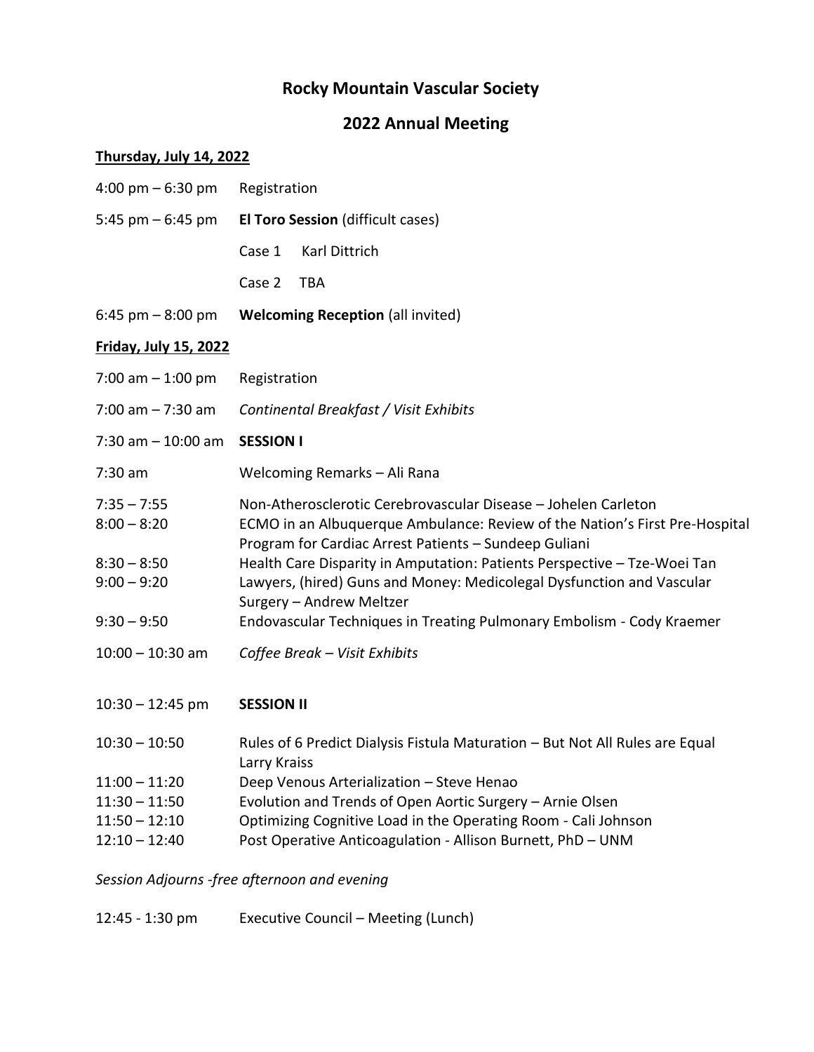# Rocky Mountain Vascular Society

## 2022 Annual Meeting

**Thursday, July 14, 2022**

4:00 pm – 6:30 pm  Registration

5:45 pm – 6:45 pm  **El Toro Session** (difficult cases)

Case 1  Karl Dittrich

Case 2  TBA

6:45 pm – 8:00 pm  **Welcoming Reception** (all invited)

**Friday, July 15, 2022**

7:00 am – 1:00 pm  Registration

7:00 am – 7:30 am  *Continental Breakfast / Visit Exhibits*

7:30 am – 10:00 am  **SESSION I**

7:30 am  Welcoming Remarks – Ali Rana

7:35 – 7:55  Non-Atherosclerotic Cerebrovascular Disease – Johelen Carleton

8:00 – 8:20  ECMO in an Albuquerque Ambulance: Review of the Nation's First Pre-Hospital Program for Cardiac Arrest Patients – Sundeep Guliani

8:30 – 8:50  Health Care Disparity in Amputation: Patients Perspective – Tze-Woei Tan

9:00 – 9:20  Lawyers, (hired) Guns and Money: Medicolegal Dysfunction and Vascular Surgery – Andrew Meltzer

9:30 – 9:50  Endovascular Techniques in Treating Pulmonary Embolism - Cody Kraemer

10:00 – 10:30 am  *Coffee Break – Visit Exhibits*

10:30 – 12:45 pm  **SESSION II**

10:30 – 10:50  Rules of 6 Predict Dialysis Fistula Maturation – But Not All Rules are Equal Larry Kraiss

11:00 – 11:20  Deep Venous Arterialization – Steve Henao

11:30 – 11:50  Evolution and Trends of Open Aortic Surgery – Arnie Olsen

11:50 – 12:10  Optimizing Cognitive Load in the Operating Room - Cali Johnson

12:10 – 12:40  Post Operative Anticoagulation - Allison Burnett, PhD – UNM

*Session Adjourns -free afternoon and evening*

12:45 - 1:30 pm  Executive Council – Meeting (Lunch)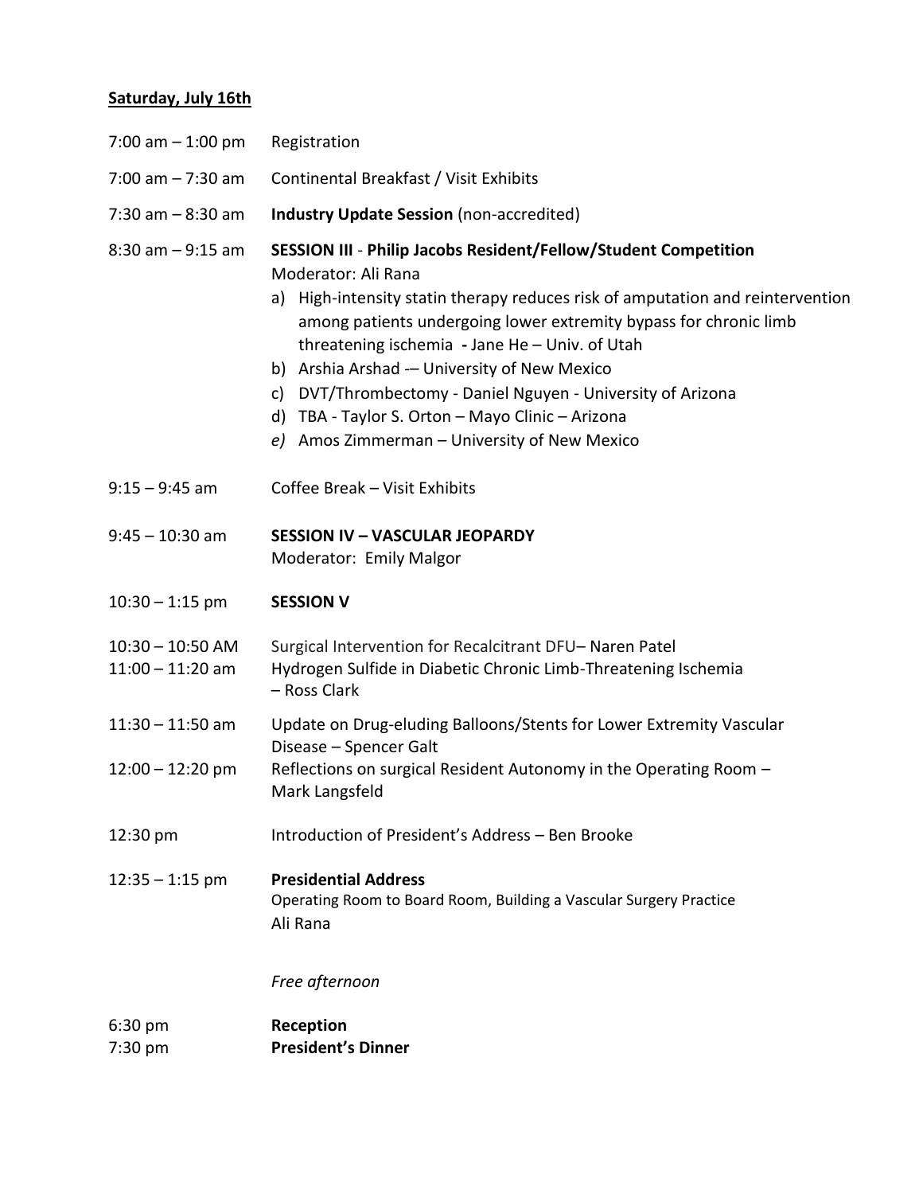**Saturday, July 16th**

7:00 am – 1:00 pm Registration

7:00 am – 7:30 am Continental Breakfast / Visit Exhibits

7:30 am – 8:30 am **Industry Update Session** (non-accredited)

8:30 am – 9:15 am **SESSION III** - **Philip Jacobs Resident/Fellow/Student Competition**
Moderator: Ali Rana

a) High-intensity statin therapy reduces risk of amputation and reintervention among patients undergoing lower extremity bypass for chronic limb threatening ischemia **-** Jane He – Univ. of Utah
b) Arshia Arshad -– University of New Mexico
c) DVT/Thrombectomy - Daniel Nguyen - University of Arizona
d) TBA - Taylor S. Orton – Mayo Clinic – Arizona
*e)* Amos Zimmerman – University of New Mexico

9:15 – 9:45 am Coffee Break – Visit Exhibits

9:45 – 10:30 am **SESSION IV – VASCULAR JEOPARDY**
Moderator: Emily Malgor

10:30 – 1:15 pm **SESSION V**

10:30 – 10:50 AM Surgical Intervention for Recalcitrant DFU– Naren Patel

11:00 – 11:20 am Hydrogen Sulfide in Diabetic Chronic Limb-Threatening Ischemia – Ross Clark

11:30 – 11:50 am Update on Drug-eluding Balloons/Stents for Lower Extremity Vascular Disease – Spencer Galt

12:00 – 12:20 pm Reflections on surgical Resident Autonomy in the Operating Room – Mark Langsfeld

12:30 pm Introduction of President's Address – Ben Brooke

12:35 – 1:15 pm **Presidential Address**
Operating Room to Board Room, Building a Vascular Surgery Practice
Ali Rana

*Free afternoon*

6:30 pm **Reception**

7:30 pm **President's Dinner**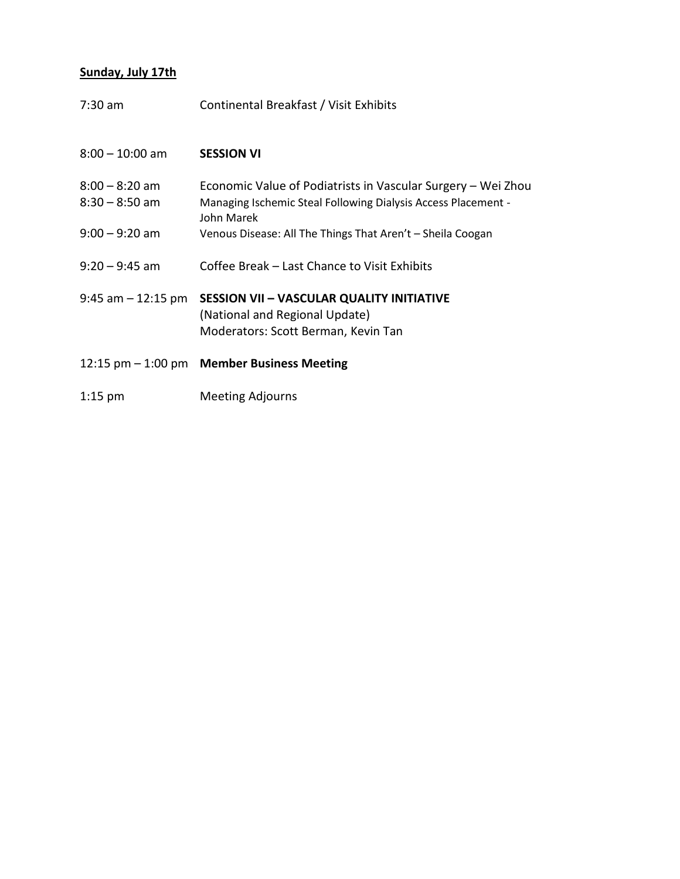**Sunday, July 17th**

| | |
|---|---|
| 7:30 am | Continental Breakfast / Visit Exhibits |
| 8:00 – 10:00 am | **SESSION VI** |
| 8:00 – 8:20 am | Economic Value of Podiatrists in Vascular Surgery – Wei Zhou |
| 8:30 – 8:50 am | Managing Ischemic Steal Following Dialysis Access Placement - John Marek |
| 9:00 – 9:20 am | Venous Disease: All The Things That Aren't – Sheila Coogan |
| 9:20 – 9:45 am | Coffee Break – Last Chance to Visit Exhibits |
| 9:45 am – 12:15 pm | **SESSION VII – VASCULAR QUALITY INITIATIVE** (National and Regional Update) Moderators: Scott Berman, Kevin Tan |
| 12:15 pm – 1:00 pm | **Member Business Meeting** |
| 1:15 pm | Meeting Adjourns |